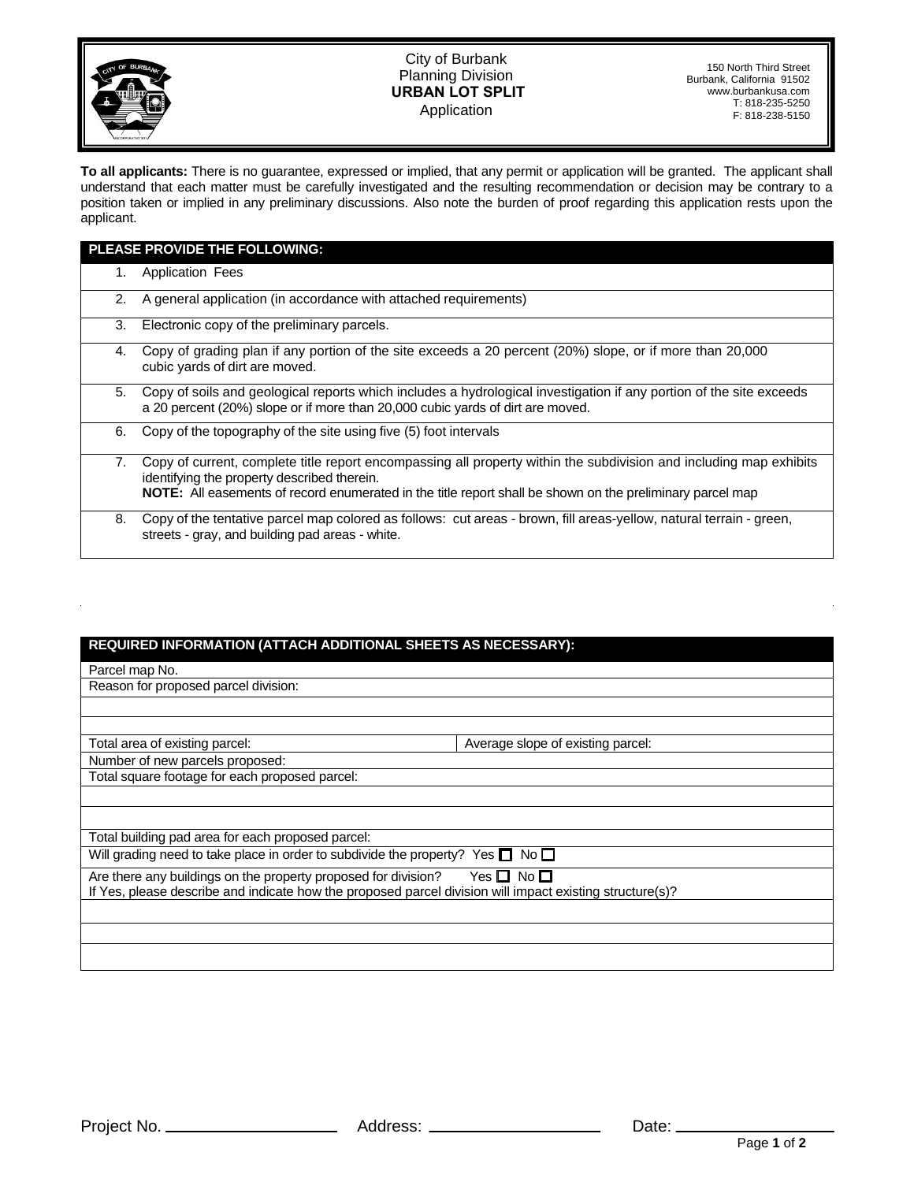# City of Burbank Planning Division
## URBAN LOT SPLIT Application

150 North Third Street
Burbank, California 91502
www.burbankusa.com
T: 818-235-5250
F: 818-238-5150

**To all applicants:** There is no guarantee, expressed or implied, that any permit or application will be granted. The applicant shall understand that each matter must be carefully investigated and the resulting recommendation or decision may be contrary to a position taken or implied in any preliminary discussions. Also note the burden of proof regarding this application rests upon the applicant.

| PLEASE PROVIDE THE FOLLOWING: | |
|---|---|
| 1. | Application Fees |
| 2. | A general application (in accordance with attached requirements) |
| 3. | Electronic copy of the preliminary parcels. |
| 4. | Copy of grading plan if any portion of the site exceeds a 20 percent (20%) slope, or if more than 20,000 cubic yards of dirt are moved. |
| 5. | Copy of soils and geological reports which includes a hydrological investigation if any portion of the site exceeds a 20 percent (20%) slope or if more than 20,000 cubic yards of dirt are moved. |
| 6. | Copy of the topography of the site using five (5) foot intervals |
| 7. | Copy of current, complete title report encompassing all property within the subdivision and including map exhibits identifying the property described therein. **NOTE:** All easements of record enumerated in the title report shall be shown on the preliminary parcel map |
| 8. | Copy of the tentative parcel map colored as follows: cut areas - brown, fill areas-yellow, natural terrain - green, streets - gray, and building pad areas - white. |

| REQUIRED INFORMATION (ATTACH ADDITIONAL SHEETS AS NECESSARY): | |
|---|---|
| Parcel map No. | |
| Reason for proposed parcel division: | |
| | |
| | |
| Total area of existing parcel: | Average slope of existing parcel: |
| Number of new parcels proposed: | |
| Total square footage for each proposed parcel: | |
| | |
| | |
| Total building pad area for each proposed parcel: | |
| Will grading need to take place in order to subdivide the property? Yes ☐ No ☐ | |
| Are there any buildings on the property proposed for division? Yes ☐ No ☐ If Yes, please describe and indicate how the proposed parcel division will impact existing structure(s)? | |
| | |
| | |
| | |

Project No. ____________ Address: ____________ Date: ____________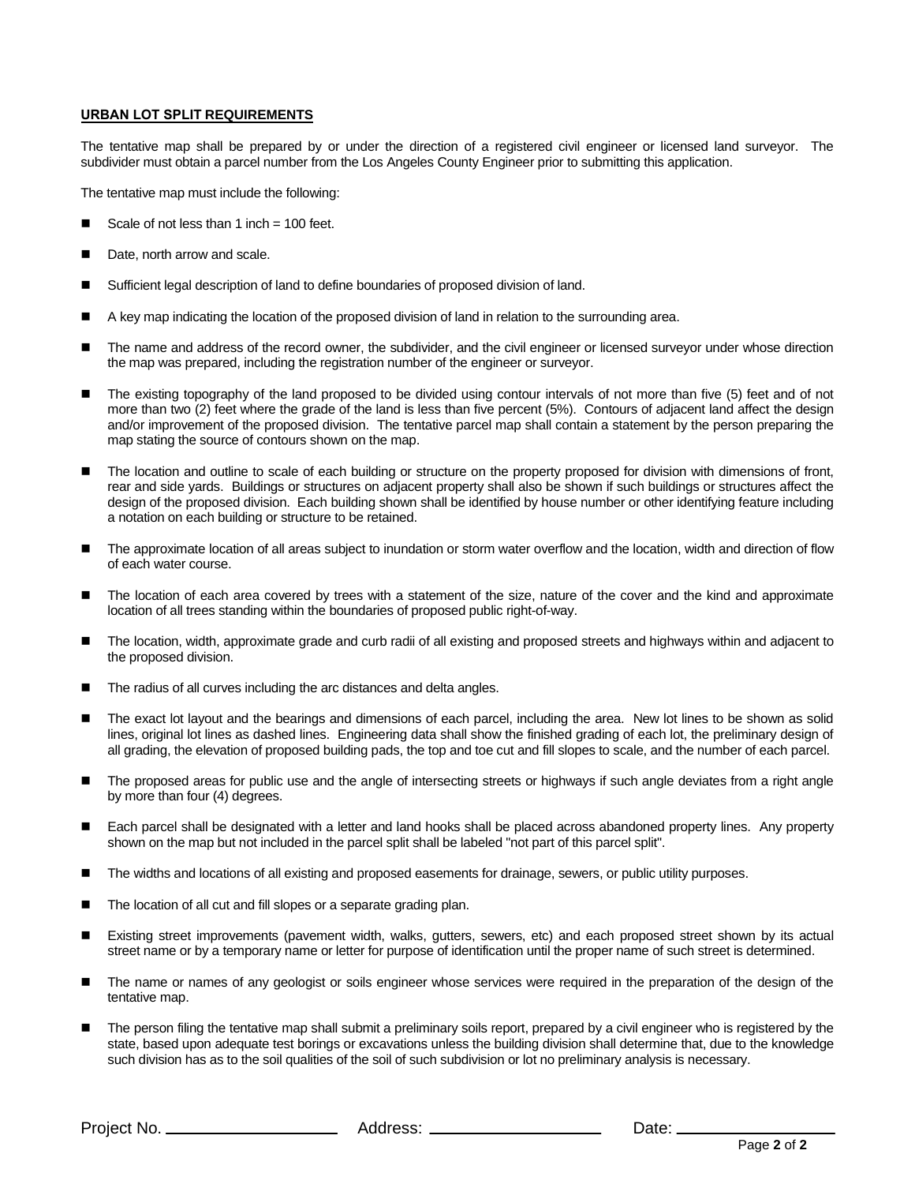**URBAN LOT SPLIT REQUIREMENTS**

The tentative map shall be prepared by or under the direction of a registered civil engineer or licensed land surveyor. The subdivider must obtain a parcel number from the Los Angeles County Engineer prior to submitting this application.

The tentative map must include the following:

- Scale of not less than 1 inch = 100 feet.
- Date, north arrow and scale.
- Sufficient legal description of land to define boundaries of proposed division of land.
- A key map indicating the location of the proposed division of land in relation to the surrounding area.
- The name and address of the record owner, the subdivider, and the civil engineer or licensed surveyor under whose direction the map was prepared, including the registration number of the engineer or surveyor.
- The existing topography of the land proposed to be divided using contour intervals of not more than five (5) feet and of not more than two (2) feet where the grade of the land is less than five percent (5%). Contours of adjacent land affect the design and/or improvement of the proposed division. The tentative parcel map shall contain a statement by the person preparing the map stating the source of contours shown on the map.
- The location and outline to scale of each building or structure on the property proposed for division with dimensions of front, rear and side yards. Buildings or structures on adjacent property shall also be shown if such buildings or structures affect the design of the proposed division. Each building shown shall be identified by house number or other identifying feature including a notation on each building or structure to be retained.
- The approximate location of all areas subject to inundation or storm water overflow and the location, width and direction of flow of each water course.
- The location of each area covered by trees with a statement of the size, nature of the cover and the kind and approximate location of all trees standing within the boundaries of proposed public right-of-way.
- The location, width, approximate grade and curb radii of all existing and proposed streets and highways within and adjacent to the proposed division.
- The radius of all curves including the arc distances and delta angles.
- The exact lot layout and the bearings and dimensions of each parcel, including the area. New lot lines to be shown as solid lines, original lot lines as dashed lines. Engineering data shall show the finished grading of each lot, the preliminary design of all grading, the elevation of proposed building pads, the top and toe cut and fill slopes to scale, and the number of each parcel.
- The proposed areas for public use and the angle of intersecting streets or highways if such angle deviates from a right angle by more than four (4) degrees.
- Each parcel shall be designated with a letter and land hooks shall be placed across abandoned property lines. Any property shown on the map but not included in the parcel split shall be labeled "not part of this parcel split".
- The widths and locations of all existing and proposed easements for drainage, sewers, or public utility purposes.
- The location of all cut and fill slopes or a separate grading plan.
- Existing street improvements (pavement width, walks, gutters, sewers, etc) and each proposed street shown by its actual street name or by a temporary name or letter for purpose of identification until the proper name of such street is determined.
- The name or names of any geologist or soils engineer whose services were required in the preparation of the design of the tentative map.
- The person filing the tentative map shall submit a preliminary soils report, prepared by a civil engineer who is registered by the state, based upon adequate test borings or excavations unless the building division shall determine that, due to the knowledge such division has as to the soil qualities of the soil of such subdivision or lot no preliminary analysis is necessary.

Project No. ____________________ Address: ____________________ Date: ____________________